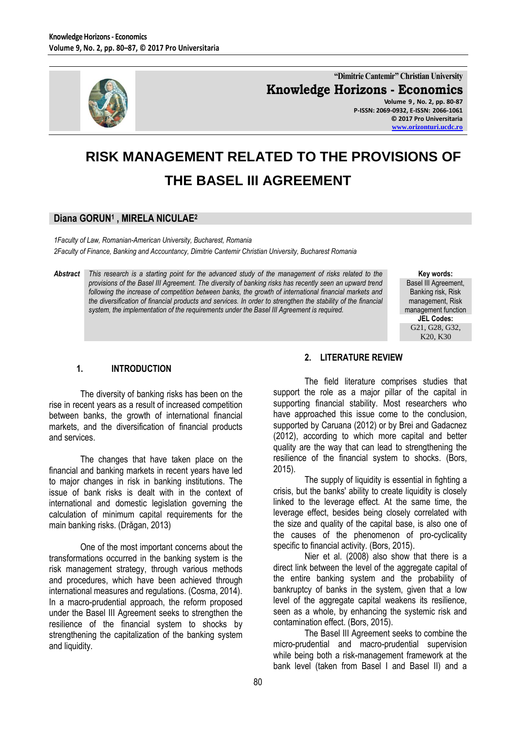# RISK MANAGEMENT RELATED TO THE PROVISIONS OF THE BASEL III AGREEMENT

**Diana GORUN[1] , MIRELA NICULAE[2]**

*1Faculty of Law, Romanian-American University, Bucharest, Romania*
*2Faculty of Finance, Banking and Accountancy, Dimitrie Cantemir Christian University, Bucharest Romania*

**Abstract** *This research is a starting point for the advanced study of the management of risks related to the provisions of the Basel III Agreement. The diversity of banking risks has recently seen an upward trend following the increase of competition between banks, the growth of international financial markets and the diversification of financial products and services. In order to strengthen the stability of the financial system, the implementation of the requirements under the Basel III Agreement is required.*

**Key words:** Basel III Agreement, Banking risk, Risk management, Risk management function

**JEL Codes:** G21, G28, G32, K20, K30

## 1. INTRODUCTION

The diversity of banking risks has been on the rise in recent years as a result of increased competition between banks, the growth of international financial markets, and the diversification of financial products and services.

The changes that have taken place on the financial and banking markets in recent years have led to major changes in risk in banking institutions. The issue of bank risks is dealt with in the context of international and domestic legislation governing the calculation of minimum capital requirements for the main banking risks. (Drăgan, 2013)

One of the most important concerns about the transformations occurred in the banking system is the risk management strategy, through various methods and procedures, which have been achieved through international measures and regulations. (Cosma, 2014). In a macro-prudential approach, the reform proposed under the Basel III Agreement seeks to strengthen the resilience of the financial system to shocks by strengthening the capitalization of the banking system and liquidity.

## 2. LITERATURE REVIEW

The field literature comprises studies that support the role as a major pillar of the capital in supporting financial stability. Most researchers who have approached this issue come to the conclusion, supported by Caruana (2012) or by Brei and Gadacnez (2012), according to which more capital and better quality are the way that can lead to strengthening the resilience of the financial system to shocks. (Bors, 2015).

The supply of liquidity is essential in fighting a crisis, but the banks' ability to create liquidity is closely linked to the leverage effect. At the same time, the leverage effect, besides being closely correlated with the size and quality of the capital base, is also one of the causes of the phenomenon of pro-cyclicality specific to financial activity. (Bors, 2015).

Nier et al. (2008) also show that there is a direct link between the level of the aggregate capital of the entire banking system and the probability of bankruptcy of banks in the system, given that a low level of the aggregate capital weakens its resilience, seen as a whole, by enhancing the systemic risk and contamination effect. (Bors, 2015).

The Basel III Agreement seeks to combine the micro-prudential and macro-prudential supervision while being both a risk-management framework at the bank level (taken from Basel I and Basel II) and a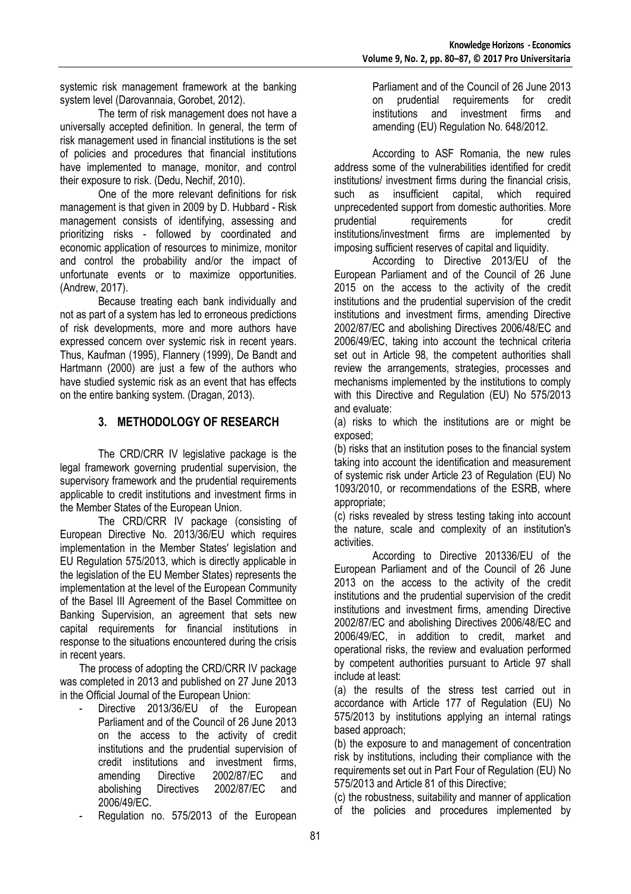systemic risk management framework at the banking system level (Darovannaia, Gorobet, 2012).

The term of risk management does not have a universally accepted definition. In general, the term of risk management used in financial institutions is the set of policies and procedures that financial institutions have implemented to manage, monitor, and control their exposure to risk. (Dedu, Nechif, 2010).

One of the more relevant definitions for risk management is that given in 2009 by D. Hubbard - Risk management consists of identifying, assessing and prioritizing risks - followed by coordinated and economic application of resources to minimize, monitor and control the probability and/or the impact of unfortunate events or to maximize opportunities. (Andrew, 2017).

Because treating each bank individually and not as part of a system has led to erroneous predictions of risk developments, more and more authors have expressed concern over systemic risk in recent years. Thus, Kaufman (1995), Flannery (1999), De Bandt and Hartmann (2000) are just a few of the authors who have studied systemic risk as an event that has effects on the entire banking system. (Dragan, 2013).

## 3. METHODOLOGY OF RESEARCH

The CRD/CRR IV legislative package is the legal framework governing prudential supervision, the supervisory framework and the prudential requirements applicable to credit institutions and investment firms in the Member States of the European Union.

The CRD/CRR IV package (consisting of European Directive No. 2013/36/EU which requires implementation in the Member States' legislation and EU Regulation 575/2013, which is directly applicable in the legislation of the EU Member States) represents the implementation at the level of the European Community of the Basel III Agreement of the Basel Committee on Banking Supervision, an agreement that sets new capital requirements for financial institutions in response to the situations encountered during the crisis in recent years.

The process of adopting the CRD/CRR IV package was completed in 2013 and published on 27 June 2013 in the Official Journal of the European Union:

- Directive 2013/36/EU of the European Parliament and of the Council of 26 June 2013 on the access to the activity of credit institutions and the prudential supervision of credit institutions and investment firms, amending Directive 2002/87/EC and abolishing Directives 2002/87/EC and 2006/49/EC.
- Regulation no. 575/2013 of the European Parliament and of the Council of 26 June 2013 on prudential requirements for credit institutions and investment firms and amending (EU) Regulation No. 648/2012.

According to ASF Romania, the new rules address some of the vulnerabilities identified for credit institutions/ investment firms during the financial crisis, such as insufficient capital, which required unprecedented support from domestic authorities. More prudential requirements for credit institutions/investment firms are implemented by imposing sufficient reserves of capital and liquidity.

According to Directive 2013/EU of the European Parliament and of the Council of 26 June 2015 on the access to the activity of the credit institutions and the prudential supervision of the credit institutions and investment firms, amending Directive 2002/87/EC and abolishing Directives 2006/48/EC and 2006/49/EC, taking into account the technical criteria set out in Article 98, the competent authorities shall review the arrangements, strategies, processes and mechanisms implemented by the institutions to comply with this Directive and Regulation (EU) No 575/2013 and evaluate:

(a) risks to which the institutions are or might be exposed;

(b) risks that an institution poses to the financial system taking into account the identification and measurement of systemic risk under Article 23 of Regulation (EU) No 1093/2010, or recommendations of the ESRB, where appropriate;

(c) risks revealed by stress testing taking into account the nature, scale and complexity of an institution's activities.

According to Directive 201336/EU of the European Parliament and of the Council of 26 June 2013 on the access to the activity of the credit institutions and the prudential supervision of the credit institutions and investment firms, amending Directive 2002/87/EC and abolishing Directives 2006/48/EC and 2006/49/EC, in addition to credit, market and operational risks, the review and evaluation performed by competent authorities pursuant to Article 97 shall include at least:

(a) the results of the stress test carried out in accordance with Article 177 of Regulation (EU) No 575/2013 by institutions applying an internal ratings based approach;

(b) the exposure to and management of concentration risk by institutions, including their compliance with the requirements set out in Part Four of Regulation (EU) No 575/2013 and Article 81 of this Directive;

(c) the robustness, suitability and manner of application of the policies and procedures implemented by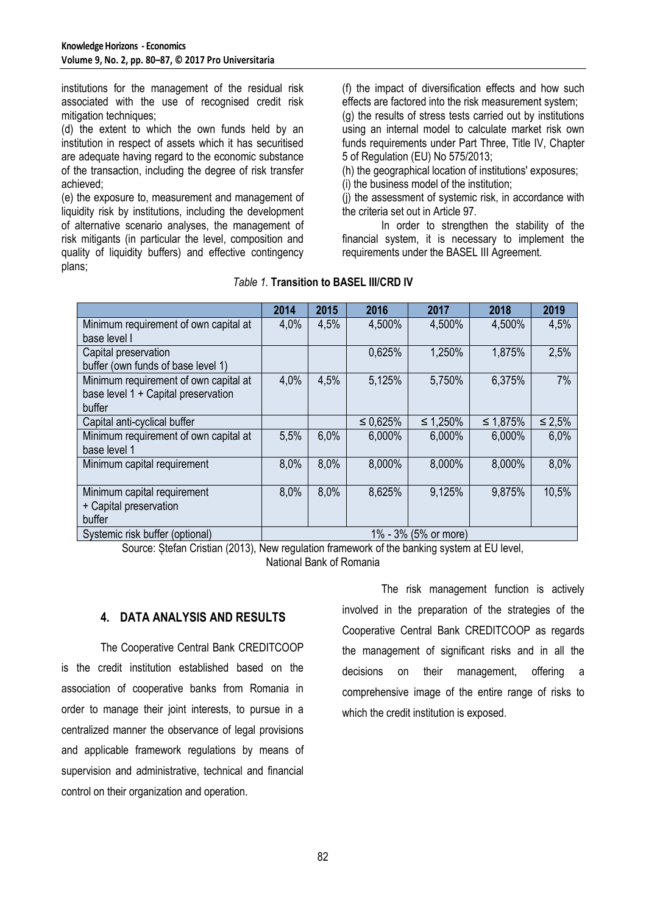institutions for the management of the residual risk associated with the use of recognised credit risk mitigation techniques;

(d) the extent to which the own funds held by an institution in respect of assets which it has securitised are adequate having regard to the economic substance of the transaction, including the degree of risk transfer achieved;

(e) the exposure to, measurement and management of liquidity risk by institutions, including the development of alternative scenario analyses, the management of risk mitigants (in particular the level, composition and quality of liquidity buffers) and effective contingency plans;

(f) the impact of diversification effects and how such effects are factored into the risk measurement system;

(g) the results of stress tests carried out by institutions using an internal model to calculate market risk own funds requirements under Part Three, Title IV, Chapter 5 of Regulation (EU) No 575/2013;

(h) the geographical location of institutions' exposures;

(i) the business model of the institution;

(j) the assessment of systemic risk, in accordance with the criteria set out in Article 97.

In order to strengthen the stability of the financial system, it is necessary to implement the requirements under the BASEL III Agreement.

*Table 1.* **Transition to BASEL III/CRD IV**

| | 2014 | 2015 | 2016 | 2017 | 2018 | 2019 |
|---|---|---|---|---|---|---|
| Minimum requirement of own capital at base level I | 4,0% | 4,5% | 4,500% | 4,500% | 4,500% | 4,5% |
| Capital preservation buffer (own funds of base level 1) | | | 0,625% | 1,250% | 1,875% | 2,5% |
| Minimum requirement of own capital at base level 1 + Capital preservation buffer | 4,0% | 4,5% | 5,125% | 5,750% | 6,375% | 7% |
| Capital anti-cyclical buffer | | | ≤ 0,625% | ≤ 1,250% | ≤ 1,875% | ≤ 2,5% |
| Minimum requirement of own capital at base level 1 | 5,5% | 6,0% | 6,000% | 6,000% | 6,000% | 6,0% |
| Minimum capital requirement | 8,0% | 8,0% | 8,000% | 8,000% | 8,000% | 8,0% |
| Minimum capital requirement + Capital preservation buffer | 8,0% | 8,0% | 8,625% | 9,125% | 9,875% | 10,5% |
| Systemic risk buffer (optional) | 1% - 3% (5% or more) | | | | | |

Source: Ștefan Cristian (2013), New regulation framework of the banking system at EU level, National Bank of Romania

## 4. DATA ANALYSIS AND RESULTS

The Cooperative Central Bank CREDITCOOP is the credit institution established based on the association of cooperative banks from Romania in order to manage their joint interests, to pursue in a centralized manner the observance of legal provisions and applicable framework regulations by means of supervision and administrative, technical and financial control on their organization and operation.

The risk management function is actively involved in the preparation of the strategies of the Cooperative Central Bank CREDITCOOP as regards the management of significant risks and in all the decisions on their management, offering a comprehensive image of the entire range of risks to which the credit institution is exposed.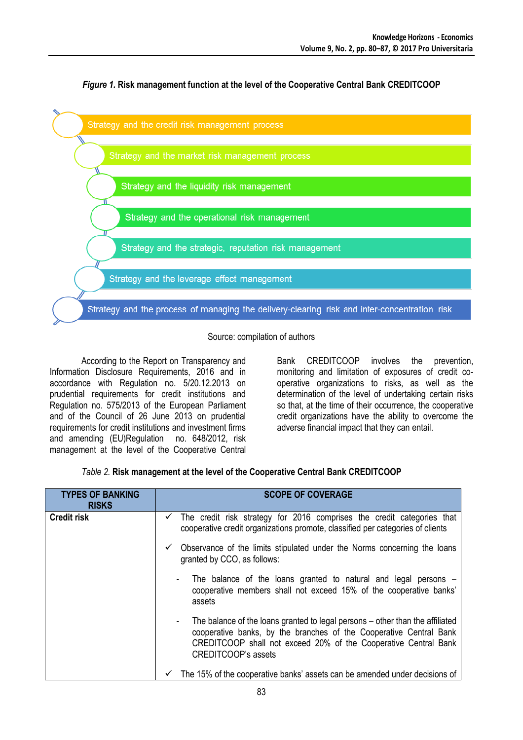*Figure 1.* **Risk management function at the level of the Cooperative Central Bank CREDITCOOP**

- Strategy and the credit risk management process
- Strategy and the market risk management process
- Strategy and the liquidity risk management
- Strategy and the operational risk management
- Strategy and the strategic, reputation risk management
- Strategy and the leverage effect management
- Strategy and the process of managing the delivery-clearing risk and inter-concentration risk

Source: compilation of authors

According to the Report on Transparency and Information Disclosure Requirements, 2016 and in accordance with Regulation no. 5/20.12.2013 on prudential requirements for credit institutions and Regulation no. 575/2013 of the European Parliament and of the Council of 26 June 2013 on prudential requirements for credit institutions and investment firms and amending (EU)Regulation no. 648/2012, risk management at the level of the Cooperative Central Bank CREDITCOOP involves the prevention, monitoring and limitation of exposures of credit co-operative organizations to risks, as well as the determination of the level of undertaking certain risks so that, at the time of their occurrence, the cooperative credit organizations have the ability to overcome the adverse financial impact that they can entail.

*Table 2.* **Risk management at the level of the Cooperative Central Bank CREDITCOOP**

| TYPES OF BANKING RISKS | SCOPE OF COVERAGE |
|---|---|
| **Credit risk** | ✓ The credit risk strategy for 2016 comprises the credit categories that cooperative credit organizations promote, classified per categories of clients<br><br>✓ Observance of the limits stipulated under the Norms concerning the loans granted by CCO, as follows:<br><br>- The balance of the loans granted to natural and legal persons – cooperative members shall not exceed 15% of the cooperative banks' assets<br><br>- The balance of the loans granted to legal persons – other than the affiliated cooperative banks, by the branches of the Cooperative Central Bank CREDITCOOP shall not exceed 20% of the Cooperative Central Bank CREDITCOOP's assets<br><br>✓ The 15% of the cooperative banks' assets can be amended under decisions of |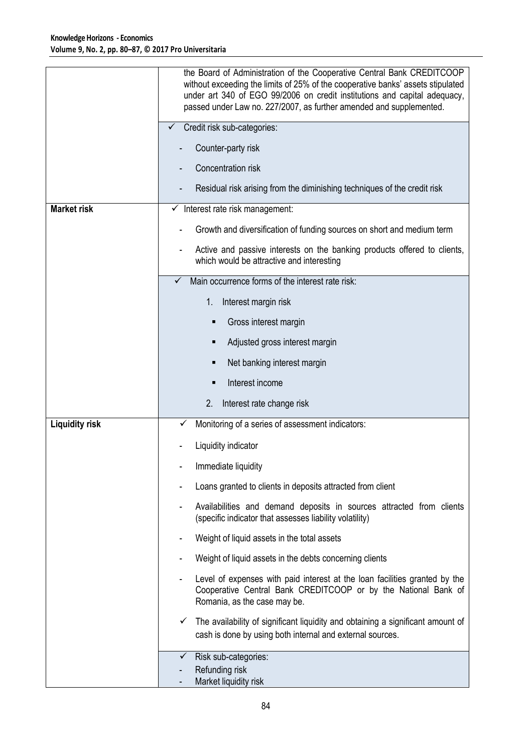| | |
|---|---|
| | the Board of Administration of the Cooperative Central Bank CREDITCOOP without exceeding the limits of 25% of the cooperative banks' assets stipulated under art 340 of EGO 99/2006 on credit institutions and capital adequacy, passed under Law no. 227/2007, as further amended and supplemented. |
| | ✓ Credit risk sub-categories:<br>- Counter-party risk<br>- Concentration risk<br>- Residual risk arising from the diminishing techniques of the credit risk |
| **Market risk** | ✓ Interest rate risk management:<br>- Growth and diversification of funding sources on short and medium term<br>- Active and passive interests on the banking products offered to clients, which would be attractive and interesting |
| | ✓ Main occurrence forms of the interest rate risk:<br>1. Interest margin risk<br>▪ Gross interest margin<br>▪ Adjusted gross interest margin<br>▪ Net banking interest margin<br>▪ Interest income<br>2. Interest rate change risk |
| **Liquidity risk** | ✓ Monitoring of a series of assessment indicators:<br>- Liquidity indicator<br>- Immediate liquidity<br>- Loans granted to clients in deposits attracted from client<br>- Availabilities and demand deposits in sources attracted from clients (specific indicator that assesses liability volatility)<br>- Weight of liquid assets in the total assets<br>- Weight of liquid assets in the debts concerning clients<br>- Level of expenses with paid interest at the loan facilities granted by the Cooperative Central Bank CREDITCOOP or by the National Bank of Romania, as the case may be.<br>✓ The availability of significant liquidity and obtaining a significant amount of cash is done by using both internal and external sources. |
| | ✓ Risk sub-categories:<br>- Refunding risk<br>- Market liquidity risk |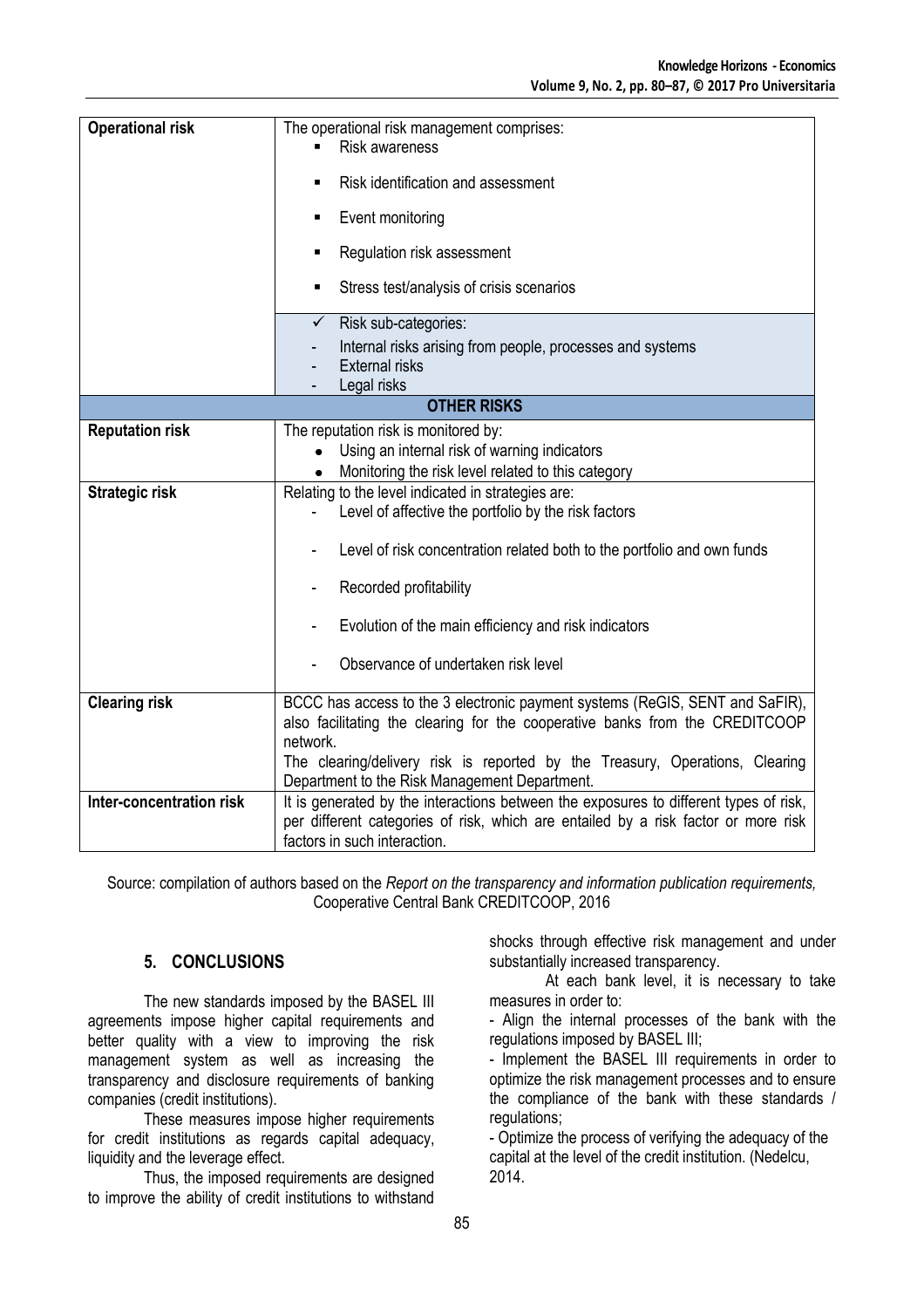| | |
|---|---|
| **Operational risk** | The operational risk management comprises: <br> ▪ Risk awareness <br> ▪ Risk identification and assessment <br> ▪ Event monitoring <br> ▪ Regulation risk assessment <br> ▪ Stress test/analysis of crisis scenarios |
| | ✓ Risk sub-categories: <br> - Internal risks arising from people, processes and systems <br> - External risks <br> - Legal risks |
| **OTHER RISKS** | |
| **Reputation risk** | The reputation risk is monitored by: <br> • Using an internal risk of warning indicators <br> • Monitoring the risk level related to this category |
| **Strategic risk** | Relating to the level indicated in strategies are: <br> - Level of affective the portfolio by the risk factors <br> - Level of risk concentration related both to the portfolio and own funds <br> - Recorded profitability <br> - Evolution of the main efficiency and risk indicators <br> - Observance of undertaken risk level |
| **Clearing risk** | BCCC has access to the 3 electronic payment systems (ReGIS, SENT and SaFIR), also facilitating the clearing for the cooperative banks from the CREDITCOOP network. <br> The clearing/delivery risk is reported by the Treasury, Operations, Clearing Department to the Risk Management Department. |
| **Inter-concentration risk** | It is generated by the interactions between the exposures to different types of risk, per different categories of risk, which are entailed by a risk factor or more risk factors in such interaction. |

Source: compilation of authors based on the *Report on the transparency and information publication requirements,* Cooperative Central Bank CREDITCOOP, 2016

## 5. CONCLUSIONS

The new standards imposed by the BASEL III agreements impose higher capital requirements and better quality with a view to improving the risk management system as well as increasing the transparency and disclosure requirements of banking companies (credit institutions).

These measures impose higher requirements for credit institutions as regards capital adequacy, liquidity and the leverage effect.

Thus, the imposed requirements are designed to improve the ability of credit institutions to withstand shocks through effective risk management and under substantially increased transparency.

At each bank level, it is necessary to take measures in order to:

- Align the internal processes of the bank with the regulations imposed by BASEL III;
- Implement the BASEL III requirements in order to optimize the risk management processes and to ensure the compliance of the bank with these standards / regulations;
- Optimize the process of verifying the adequacy of the capital at the level of the credit institution. (Nedelcu, 2014.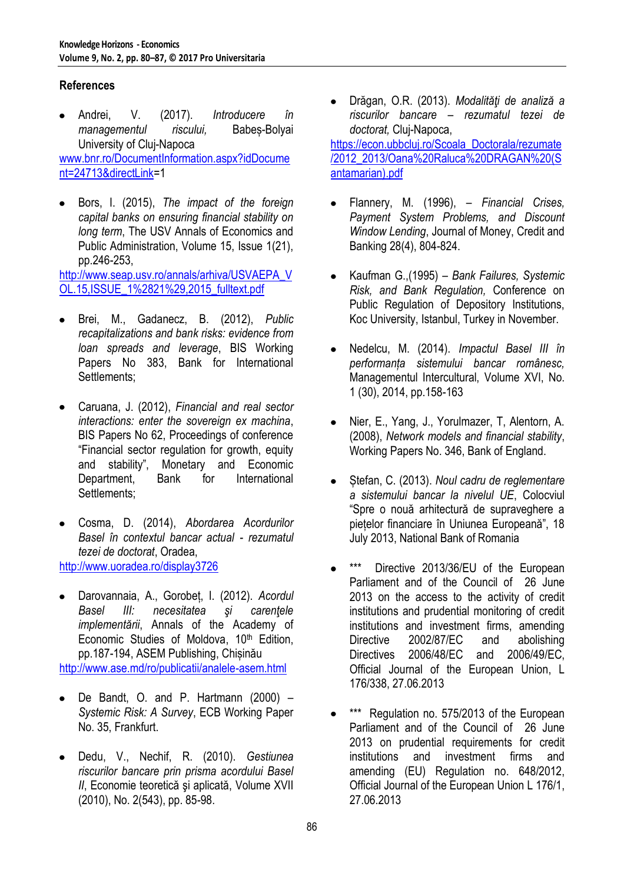## References

- Andrei, V. (2017). *Introducere în managementul riscului,* Babeș-Bolyai University of Cluj-Napoca www.bnr.ro/DocumentInformation.aspx?idDocument=24713&directLink=1

- Bors, I. (2015), *The impact of the foreign capital banks on ensuring financial stability on long term*, The USV Annals of Economics and Public Administration, Volume 15, Issue 1(21), pp.246-253, http://www.seap.usv.ro/annals/arhiva/USVAEPA_VOL.15,ISSUE_1%2821%29,2015_fulltext.pdf

- Brei, M., Gadanecz, B. (2012), *Public recapitalizations and bank risks: evidence from loan spreads and leverage*, BIS Working Papers No 383, Bank for International Settlements;

- Caruana, J. (2012), *Financial and real sector interactions: enter the sovereign ex machina*, BIS Papers No 62, Proceedings of conference "Financial sector regulation for growth, equity and stability", Monetary and Economic Department, Bank for International Settlements;

- Cosma, D. (2014), *Abordarea Acordurilor Basel în contextul bancar actual - rezumatul tezei de doctorat*, Oradea, http://www.uoradea.ro/display3726

- Darovannaia, A., Gorobeț, I. (2012). *Acordul Basel III: necesitatea şi carenţele implementării*, Annals of the Academy of Economic Studies of Moldova, 10th Edition, pp.187-194, ASEM Publishing, Chișinău http://www.ase.md/ro/publicatii/analele-asem.html

- De Bandt, O. and P. Hartmann (2000) – *Systemic Risk: A Survey*, ECB Working Paper No. 35, Frankfurt.

- Dedu, V., Nechif, R. (2010). *Gestiunea riscurilor bancare prin prisma acordului Basel II*, Economie teoretică şi aplicată, Volume XVII (2010), No. 2(543), pp. 85-98.

- Drăgan, O.R. (2013). *Modalităţi de analiză a riscurilor bancare – rezumatul tezei de doctorat,* Cluj-Napoca, https://econ.ubbcluj.ro/Scoala_Doctorala/rezumate/2012_2013/Oana%20Raluca%20DRAGAN%20(Santamarian).pdf

- Flannery, M. (1996), – *Financial Crises, Payment System Problems, and Discount Window Lending*, Journal of Money, Credit and Banking 28(4), 804-824.

- Kaufman G.,(1995) – *Bank Failures, Systemic Risk, and Bank Regulation,* Conference on Public Regulation of Depository Institutions, Koc University, Istanbul, Turkey in November.

- Nedelcu, M. (2014). *Impactul Basel III în performanța sistemului bancar românesc,* Managementul Intercultural, Volume XVI, No. 1 (30), 2014, pp.158-163

- Nier, E., Yang, J., Yorulmazer, T, Alentorn, A. (2008), *Network models and financial stability*, Working Papers No. 346, Bank of England.

- Ștefan, C. (2013). *Noul cadru de reglementare a sistemului bancar la nivelul UE*, Colocviul "Spre o nouă arhitectură de supraveghere a piețelor financiare în Uniunea Europeană", 18 July 2013, National Bank of Romania

- *** Directive 2013/36/EU of the European Parliament and of the Council of 26 June 2013 on the access to the activity of credit institutions and prudential monitoring of credit institutions and investment firms, amending Directive 2002/87/EC and abolishing Directives 2006/48/EC and 2006/49/EC, Official Journal of the European Union, L 176/338, 27.06.2013

- *** Regulation no. 575/2013 of the European Parliament and of the Council of 26 June 2013 on prudential requirements for credit institutions and investment firms and amending (EU) Regulation no. 648/2012, Official Journal of the European Union L 176/1, 27.06.2013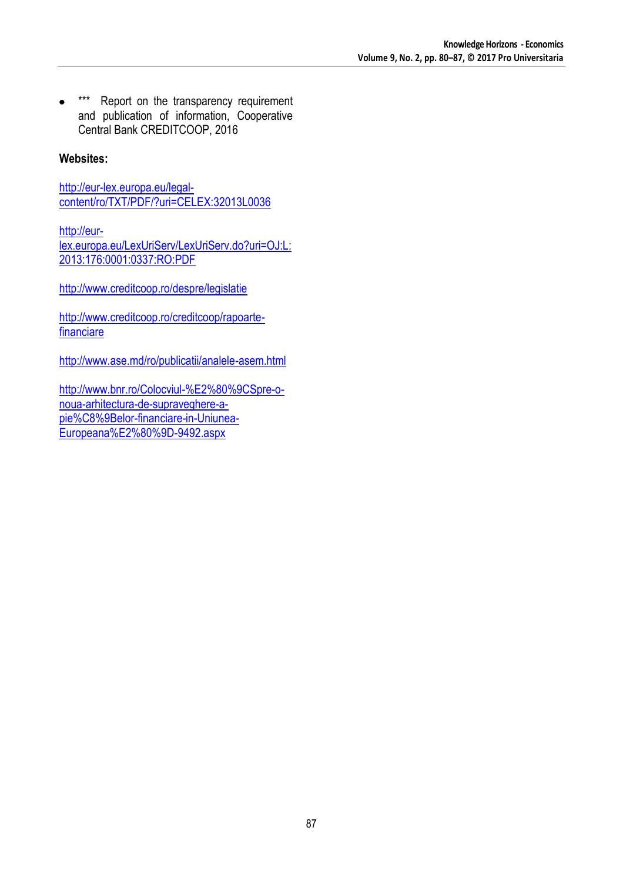- *** Report on the transparency requirement and publication of information, Cooperative Central Bank CREDITCOOP, 2016

**Websites:**

http://eur-lex.europa.eu/legal-content/ro/TXT/PDF/?uri=CELEX:32013L0036

http://eur-lex.europa.eu/LexUriServ/LexUriServ.do?uri=OJ:L:2013:176:0001:0337:RO:PDF

http://www.creditcoop.ro/despre/legislatie

http://www.creditcoop.ro/creditcoop/rapoarte-financiare

http://www.ase.md/ro/publicatii/analele-asem.html

http://www.bnr.ro/Colocviul-%E2%80%9CSpre-o-noua-arhitectura-de-supraveghere-a-pie%C8%9Belor-financiare-in-Uniunea-Europeana%E2%80%9D-9492.aspx